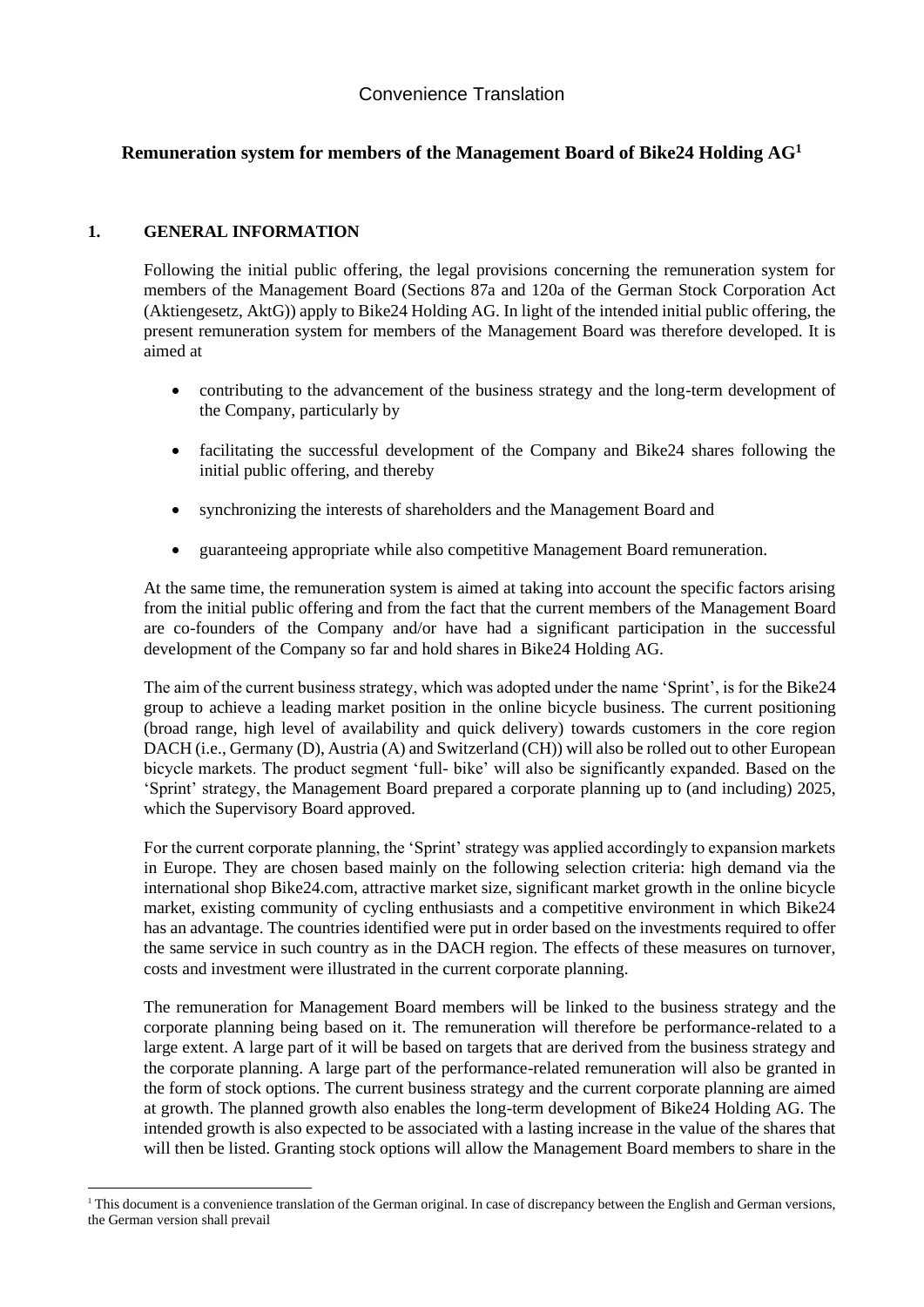Convenience Translation

# Remuneration system for members of the Management Board of Bike24 Holding AG[1]

## 1. GENERAL INFORMATION

Following the initial public offering, the legal provisions concerning the remuneration system for members of the Management Board (Sections 87a and 120a of the German Stock Corporation Act (Aktiengesetz, AktG)) apply to Bike24 Holding AG. In light of the intended initial public offering, the present remuneration system for members of the Management Board was therefore developed. It is aimed at

- contributing to the advancement of the business strategy and the long-term development of the Company, particularly by
- facilitating the successful development of the Company and Bike24 shares following the initial public offering, and thereby
- synchronizing the interests of shareholders and the Management Board and
- guaranteeing appropriate while also competitive Management Board remuneration.

At the same time, the remuneration system is aimed at taking into account the specific factors arising from the initial public offering and from the fact that the current members of the Management Board are co-founders of the Company and/or have had a significant participation in the successful development of the Company so far and hold shares in Bike24 Holding AG.

The aim of the current business strategy, which was adopted under the name 'Sprint', is for the Bike24 group to achieve a leading market position in the online bicycle business. The current positioning (broad range, high level of availability and quick delivery) towards customers in the core region DACH (i.e., Germany (D), Austria (A) and Switzerland (CH)) will also be rolled out to other European bicycle markets. The product segment 'full- bike' will also be significantly expanded. Based on the 'Sprint' strategy, the Management Board prepared a corporate planning up to (and including) 2025, which the Supervisory Board approved.

For the current corporate planning, the 'Sprint' strategy was applied accordingly to expansion markets in Europe. They are chosen based mainly on the following selection criteria: high demand via the international shop Bike24.com, attractive market size, significant market growth in the online bicycle market, existing community of cycling enthusiasts and a competitive environment in which Bike24 has an advantage. The countries identified were put in order based on the investments required to offer the same service in such country as in the DACH region. The effects of these measures on turnover, costs and investment were illustrated in the current corporate planning.

The remuneration for Management Board members will be linked to the business strategy and the corporate planning being based on it. The remuneration will therefore be performance-related to a large extent. A large part of it will be based on targets that are derived from the business strategy and the corporate planning. A large part of the performance-related remuneration will also be granted in the form of stock options. The current business strategy and the current corporate planning are aimed at growth. The planned growth also enables the long-term development of Bike24 Holding AG. The intended growth is also expected to be associated with a lasting increase in the value of the shares that will then be listed. Granting stock options will allow the Management Board members to share in the

[1] This document is a convenience translation of the German original. In case of discrepancy between the English and German versions, the German version shall prevail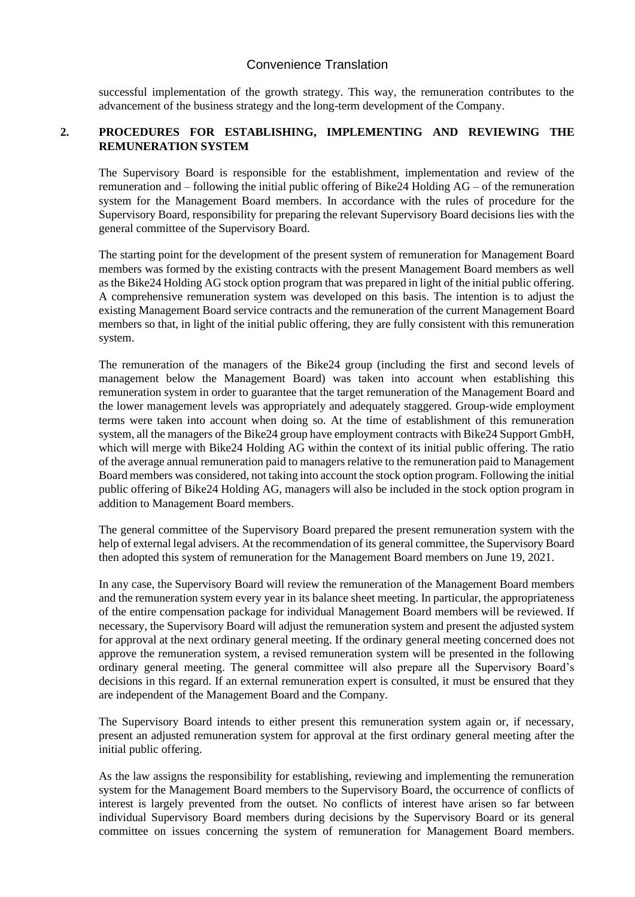successful implementation of the growth strategy. This way, the remuneration contributes to the advancement of the business strategy and the long-term development of the Company.

## 2. PROCEDURES FOR ESTABLISHING, IMPLEMENTING AND REVIEWING THE REMUNERATION SYSTEM

The Supervisory Board is responsible for the establishment, implementation and review of the remuneration and – following the initial public offering of Bike24 Holding AG – of the remuneration system for the Management Board members. In accordance with the rules of procedure for the Supervisory Board, responsibility for preparing the relevant Supervisory Board decisions lies with the general committee of the Supervisory Board.

The starting point for the development of the present system of remuneration for Management Board members was formed by the existing contracts with the present Management Board members as well as the Bike24 Holding AG stock option program that was prepared in light of the initial public offering. A comprehensive remuneration system was developed on this basis. The intention is to adjust the existing Management Board service contracts and the remuneration of the current Management Board members so that, in light of the initial public offering, they are fully consistent with this remuneration system.

The remuneration of the managers of the Bike24 group (including the first and second levels of management below the Management Board) was taken into account when establishing this remuneration system in order to guarantee that the target remuneration of the Management Board and the lower management levels was appropriately and adequately staggered. Group-wide employment terms were taken into account when doing so. At the time of establishment of this remuneration system, all the managers of the Bike24 group have employment contracts with Bike24 Support GmbH, which will merge with Bike24 Holding AG within the context of its initial public offering. The ratio of the average annual remuneration paid to managers relative to the remuneration paid to Management Board members was considered, not taking into account the stock option program. Following the initial public offering of Bike24 Holding AG, managers will also be included in the stock option program in addition to Management Board members.

The general committee of the Supervisory Board prepared the present remuneration system with the help of external legal advisers. At the recommendation of its general committee, the Supervisory Board then adopted this system of remuneration for the Management Board members on June 19, 2021.

In any case, the Supervisory Board will review the remuneration of the Management Board members and the remuneration system every year in its balance sheet meeting. In particular, the appropriateness of the entire compensation package for individual Management Board members will be reviewed. If necessary, the Supervisory Board will adjust the remuneration system and present the adjusted system for approval at the next ordinary general meeting. If the ordinary general meeting concerned does not approve the remuneration system, a revised remuneration system will be presented in the following ordinary general meeting. The general committee will also prepare all the Supervisory Board's decisions in this regard. If an external remuneration expert is consulted, it must be ensured that they are independent of the Management Board and the Company.

The Supervisory Board intends to either present this remuneration system again or, if necessary, present an adjusted remuneration system for approval at the first ordinary general meeting after the initial public offering.

As the law assigns the responsibility for establishing, reviewing and implementing the remuneration system for the Management Board members to the Supervisory Board, the occurrence of conflicts of interest is largely prevented from the outset. No conflicts of interest have arisen so far between individual Supervisory Board members during decisions by the Supervisory Board or its general committee on issues concerning the system of remuneration for Management Board members.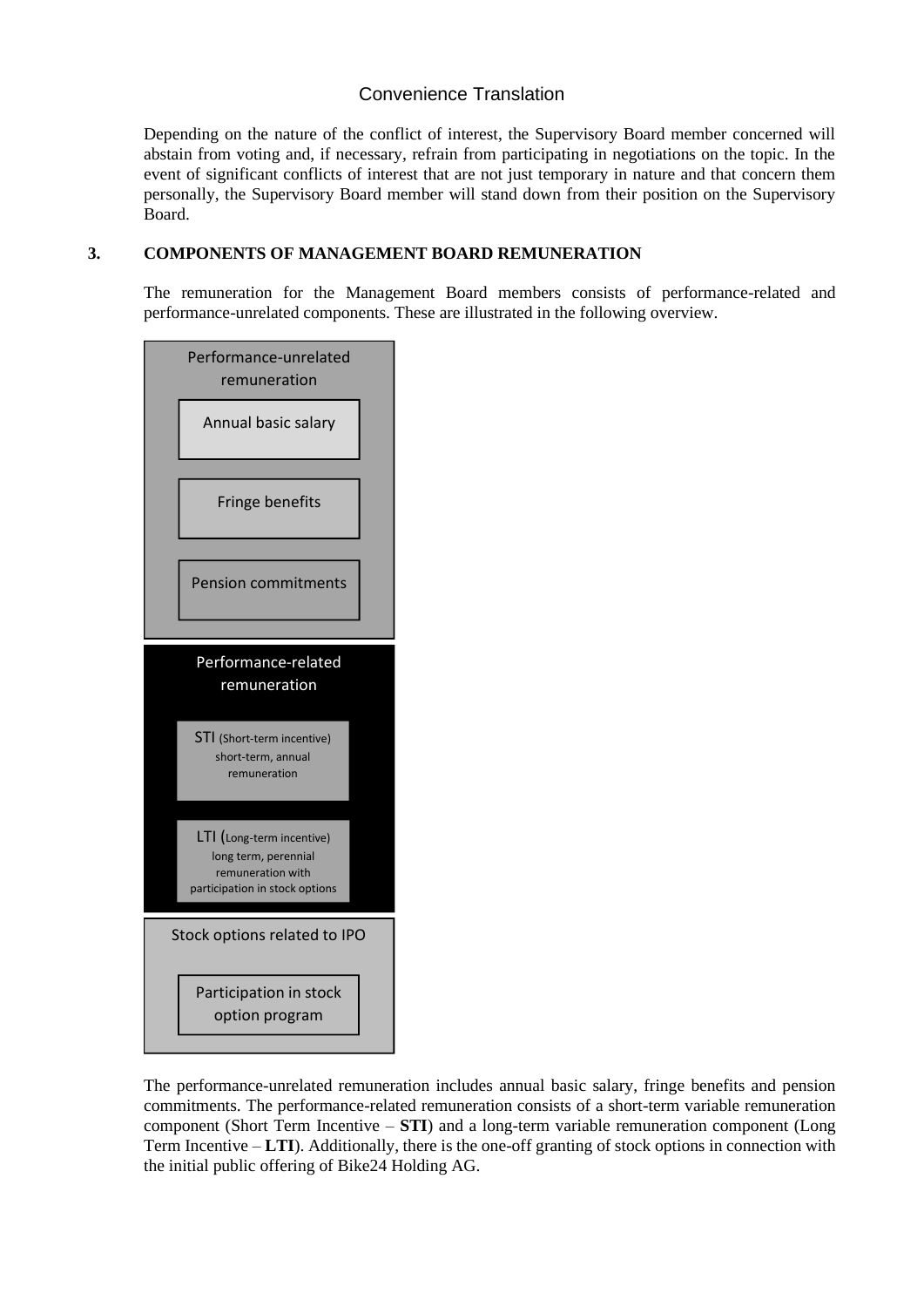Depending on the nature of the conflict of interest, the Supervisory Board member concerned will abstain from voting and, if necessary, refrain from participating in negotiations on the topic. In the event of significant conflicts of interest that are not just temporary in nature and that concern them personally, the Supervisory Board member will stand down from their position on the Supervisory Board.

## 3. COMPONENTS OF MANAGEMENT BOARD REMUNERATION

The remuneration for the Management Board members consists of performance-related and performance-unrelated components. These are illustrated in the following overview.

**Performance-unrelated remuneration**
- Annual basic salary
- Fringe benefits
- Pension commitments

**Performance-related remuneration**
- STI (Short-term incentive) short-term, annual remuneration
- LTI (Long-term incentive) long term, perennial remuneration with participation in stock options

**Stock options related to IPO**
- Participation in stock option program

The performance-unrelated remuneration includes annual basic salary, fringe benefits and pension commitments. The performance-related remuneration consists of a short-term variable remuneration component (Short Term Incentive – **STI**) and a long-term variable remuneration component (Long Term Incentive – **LTI**). Additionally, there is the one-off granting of stock options in connection with the initial public offering of Bike24 Holding AG.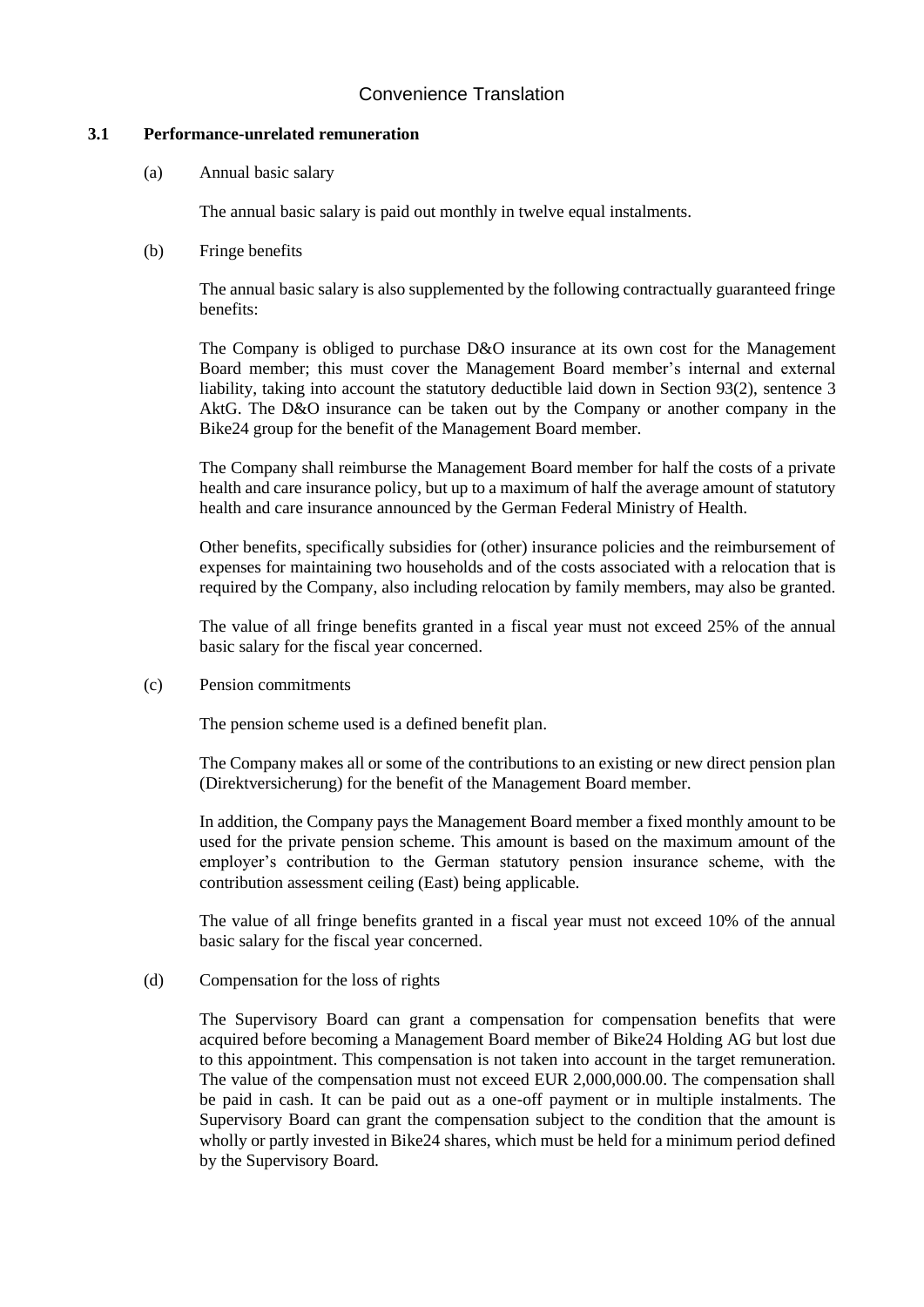### 3.1 Performance-unrelated remuneration

(a) Annual basic salary

The annual basic salary is paid out monthly in twelve equal instalments.

(b) Fringe benefits

The annual basic salary is also supplemented by the following contractually guaranteed fringe benefits:

The Company is obliged to purchase D&O insurance at its own cost for the Management Board member; this must cover the Management Board member's internal and external liability, taking into account the statutory deductible laid down in Section 93(2), sentence 3 AktG. The D&O insurance can be taken out by the Company or another company in the Bike24 group for the benefit of the Management Board member.

The Company shall reimburse the Management Board member for half the costs of a private health and care insurance policy, but up to a maximum of half the average amount of statutory health and care insurance announced by the German Federal Ministry of Health.

Other benefits, specifically subsidies for (other) insurance policies and the reimbursement of expenses for maintaining two households and of the costs associated with a relocation that is required by the Company, also including relocation by family members, may also be granted.

The value of all fringe benefits granted in a fiscal year must not exceed 25% of the annual basic salary for the fiscal year concerned.

(c) Pension commitments

The pension scheme used is a defined benefit plan.

The Company makes all or some of the contributions to an existing or new direct pension plan (Direktversicherung) for the benefit of the Management Board member.

In addition, the Company pays the Management Board member a fixed monthly amount to be used for the private pension scheme. This amount is based on the maximum amount of the employer's contribution to the German statutory pension insurance scheme, with the contribution assessment ceiling (East) being applicable.

The value of all fringe benefits granted in a fiscal year must not exceed 10% of the annual basic salary for the fiscal year concerned.

(d) Compensation for the loss of rights

The Supervisory Board can grant a compensation for compensation benefits that were acquired before becoming a Management Board member of Bike24 Holding AG but lost due to this appointment. This compensation is not taken into account in the target remuneration. The value of the compensation must not exceed EUR 2,000,000.00. The compensation shall be paid in cash. It can be paid out as a one-off payment or in multiple instalments. The Supervisory Board can grant the compensation subject to the condition that the amount is wholly or partly invested in Bike24 shares, which must be held for a minimum period defined by the Supervisory Board.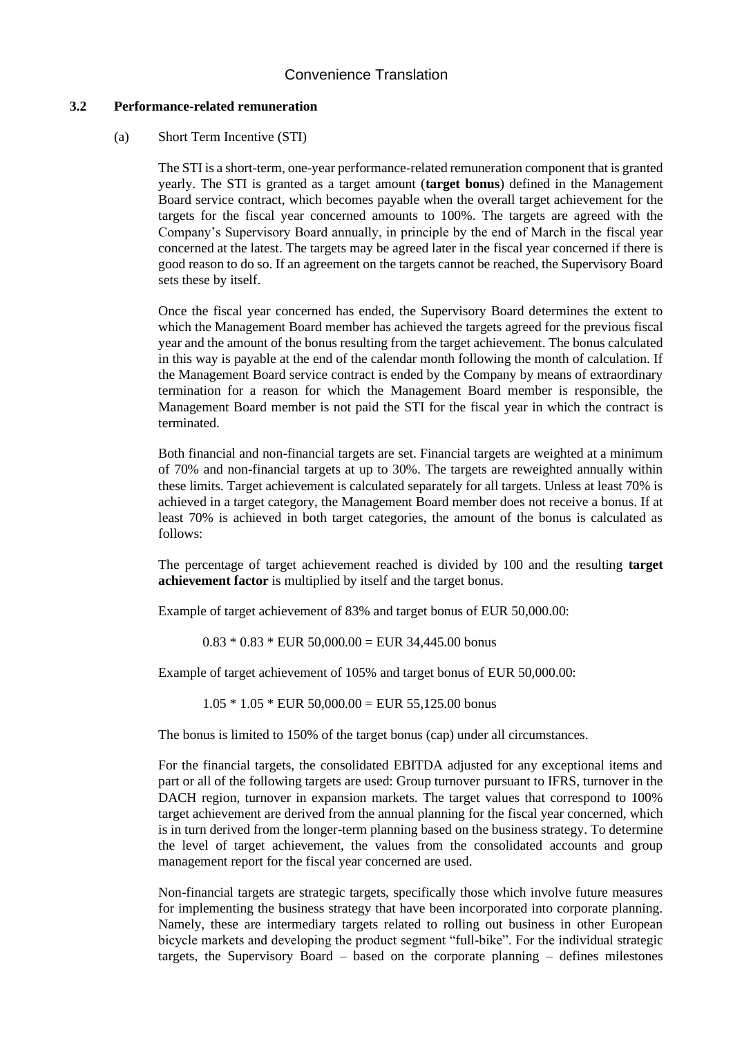Convenience Translation

### 3.2 Performance-related remuneration

(a) Short Term Incentive (STI)

The STI is a short-term, one-year performance-related remuneration component that is granted yearly. The STI is granted as a target amount (**target bonus**) defined in the Management Board service contract, which becomes payable when the overall target achievement for the targets for the fiscal year concerned amounts to 100%. The targets are agreed with the Company's Supervisory Board annually, in principle by the end of March in the fiscal year concerned at the latest. The targets may be agreed later in the fiscal year concerned if there is good reason to do so. If an agreement on the targets cannot be reached, the Supervisory Board sets these by itself.

Once the fiscal year concerned has ended, the Supervisory Board determines the extent to which the Management Board member has achieved the targets agreed for the previous fiscal year and the amount of the bonus resulting from the target achievement. The bonus calculated in this way is payable at the end of the calendar month following the month of calculation. If the Management Board service contract is ended by the Company by means of extraordinary termination for a reason for which the Management Board member is responsible, the Management Board member is not paid the STI for the fiscal year in which the contract is terminated.

Both financial and non-financial targets are set. Financial targets are weighted at a minimum of 70% and non-financial targets at up to 30%. The targets are reweighted annually within these limits. Target achievement is calculated separately for all targets. Unless at least 70% is achieved in a target category, the Management Board member does not receive a bonus. If at least 70% is achieved in both target categories, the amount of the bonus is calculated as follows:

The percentage of target achievement reached is divided by 100 and the resulting **target achievement factor** is multiplied by itself and the target bonus.

Example of target achievement of 83% and target bonus of EUR 50,000.00:

0.83 * 0.83 * EUR 50,000.00 = EUR 34,445.00 bonus

Example of target achievement of 105% and target bonus of EUR 50,000.00:

1.05 * 1.05 * EUR 50,000.00 = EUR 55,125.00 bonus

The bonus is limited to 150% of the target bonus (cap) under all circumstances.

For the financial targets, the consolidated EBITDA adjusted for any exceptional items and part or all of the following targets are used: Group turnover pursuant to IFRS, turnover in the DACH region, turnover in expansion markets. The target values that correspond to 100% target achievement are derived from the annual planning for the fiscal year concerned, which is in turn derived from the longer-term planning based on the business strategy. To determine the level of target achievement, the values from the consolidated accounts and group management report for the fiscal year concerned are used.

Non-financial targets are strategic targets, specifically those which involve future measures for implementing the business strategy that have been incorporated into corporate planning. Namely, these are intermediary targets related to rolling out business in other European bicycle markets and developing the product segment "full-bike". For the individual strategic targets, the Supervisory Board – based on the corporate planning – defines milestones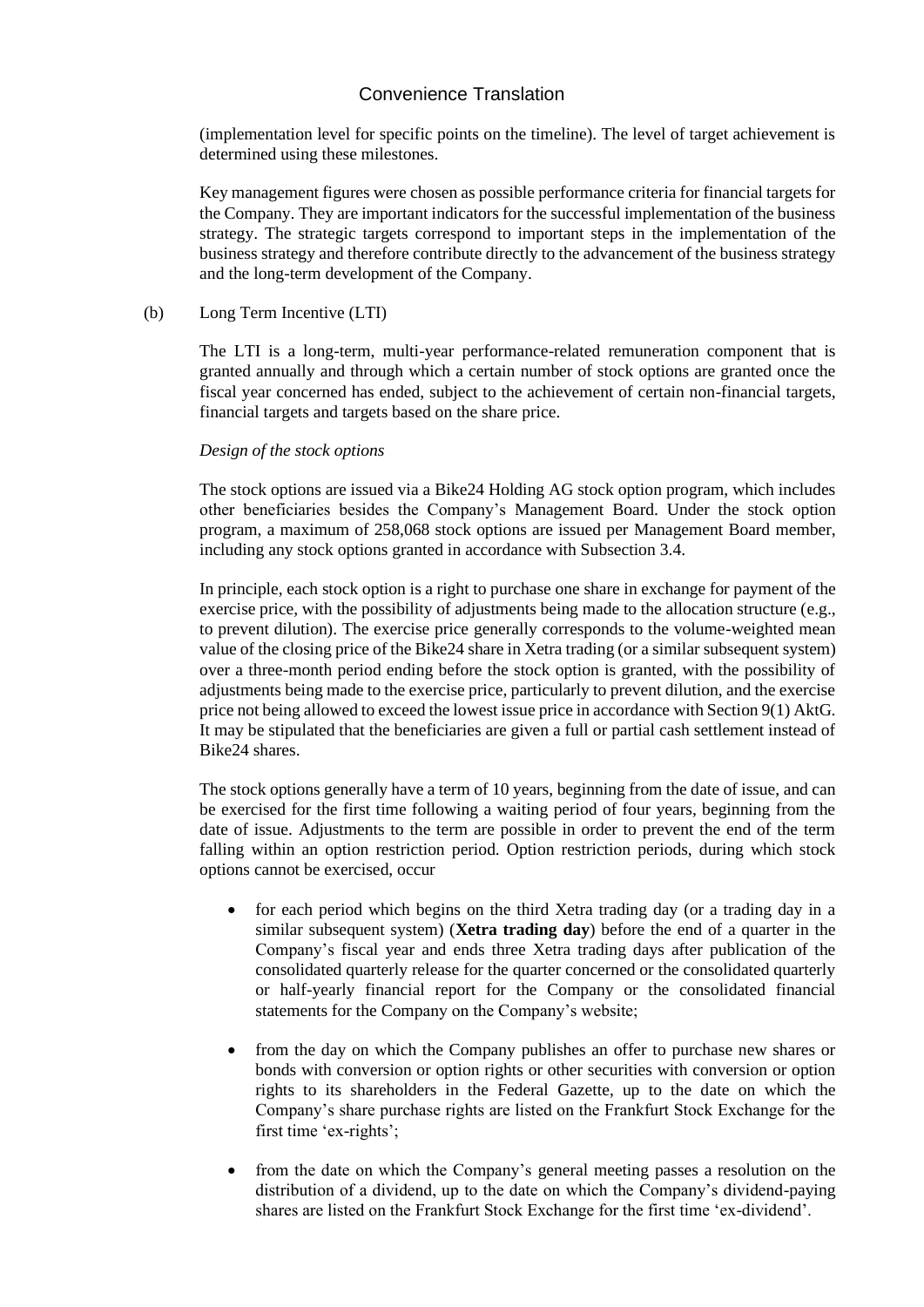(implementation level for specific points on the timeline). The level of target achievement is determined using these milestones.

Key management figures were chosen as possible performance criteria for financial targets for the Company. They are important indicators for the successful implementation of the business strategy. The strategic targets correspond to important steps in the implementation of the business strategy and therefore contribute directly to the advancement of the business strategy and the long-term development of the Company.

(b) Long Term Incentive (LTI)

The LTI is a long-term, multi-year performance-related remuneration component that is granted annually and through which a certain number of stock options are granted once the fiscal year concerned has ended, subject to the achievement of certain non-financial targets, financial targets and targets based on the share price.

*Design of the stock options*

The stock options are issued via a Bike24 Holding AG stock option program, which includes other beneficiaries besides the Company's Management Board. Under the stock option program, a maximum of 258,068 stock options are issued per Management Board member, including any stock options granted in accordance with Subsection 3.4.

In principle, each stock option is a right to purchase one share in exchange for payment of the exercise price, with the possibility of adjustments being made to the allocation structure (e.g., to prevent dilution). The exercise price generally corresponds to the volume-weighted mean value of the closing price of the Bike24 share in Xetra trading (or a similar subsequent system) over a three-month period ending before the stock option is granted, with the possibility of adjustments being made to the exercise price, particularly to prevent dilution, and the exercise price not being allowed to exceed the lowest issue price in accordance with Section 9(1) AktG. It may be stipulated that the beneficiaries are given a full or partial cash settlement instead of Bike24 shares.

The stock options generally have a term of 10 years, beginning from the date of issue, and can be exercised for the first time following a waiting period of four years, beginning from the date of issue. Adjustments to the term are possible in order to prevent the end of the term falling within an option restriction period. Option restriction periods, during which stock options cannot be exercised, occur

- for each period which begins on the third Xetra trading day (or a trading day in a similar subsequent system) (**Xetra trading day**) before the end of a quarter in the Company's fiscal year and ends three Xetra trading days after publication of the consolidated quarterly release for the quarter concerned or the consolidated quarterly or half-yearly financial report for the Company or the consolidated financial statements for the Company on the Company's website;
- from the day on which the Company publishes an offer to purchase new shares or bonds with conversion or option rights or other securities with conversion or option rights to its shareholders in the Federal Gazette, up to the date on which the Company's share purchase rights are listed on the Frankfurt Stock Exchange for the first time 'ex-rights';
- from the date on which the Company's general meeting passes a resolution on the distribution of a dividend, up to the date on which the Company's dividend-paying shares are listed on the Frankfurt Stock Exchange for the first time 'ex-dividend'.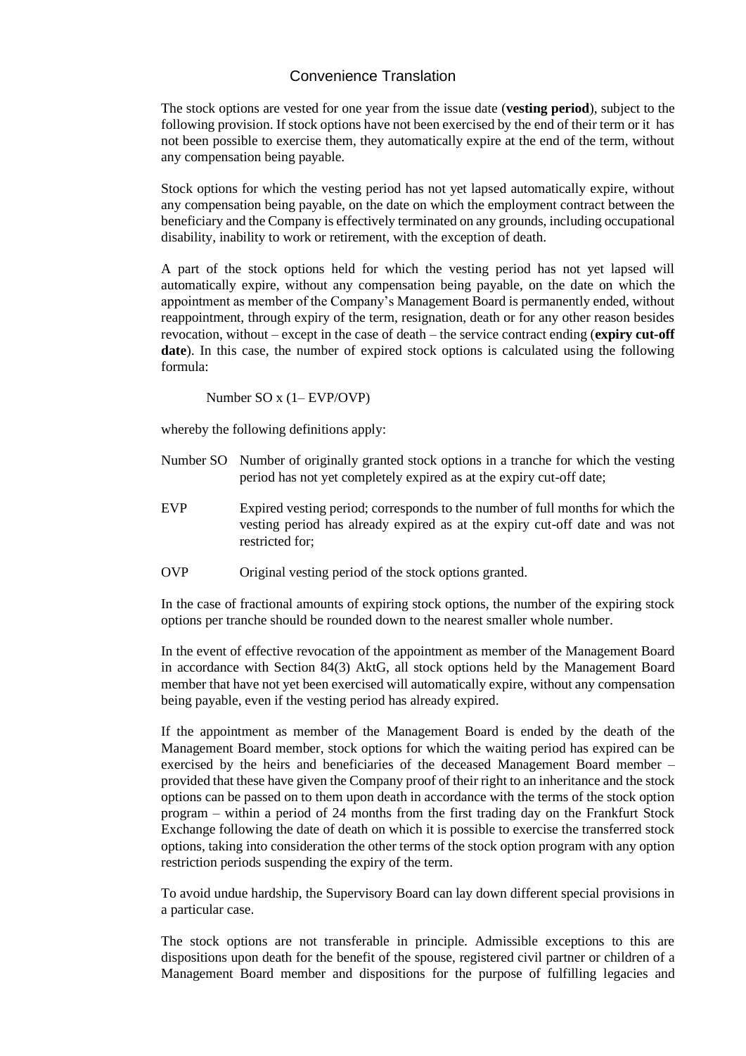Convenience Translation

The stock options are vested for one year from the issue date (**vesting period**), subject to the following provision. If stock options have not been exercised by the end of their term or it has not been possible to exercise them, they automatically expire at the end of the term, without any compensation being payable.

Stock options for which the vesting period has not yet lapsed automatically expire, without any compensation being payable, on the date on which the employment contract between the beneficiary and the Company is effectively terminated on any grounds, including occupational disability, inability to work or retirement, with the exception of death.

A part of the stock options held for which the vesting period has not yet lapsed will automatically expire, without any compensation being payable, on the date on which the appointment as member of the Company's Management Board is permanently ended, without reappointment, through expiry of the term, resignation, death or for any other reason besides revocation, without – except in the case of death – the service contract ending (**expiry cut-off date**). In this case, the number of expired stock options is calculated using the following formula:

Number SO x (1– EVP/OVP)

whereby the following definitions apply:

Number SO   Number of originally granted stock options in a tranche for which the vesting period has not yet completely expired as at the expiry cut-off date;

EVP   Expired vesting period; corresponds to the number of full months for which the vesting period has already expired as at the expiry cut-off date and was not restricted for;

OVP   Original vesting period of the stock options granted.

In the case of fractional amounts of expiring stock options, the number of the expiring stock options per tranche should be rounded down to the nearest smaller whole number.

In the event of effective revocation of the appointment as member of the Management Board in accordance with Section 84(3) AktG, all stock options held by the Management Board member that have not yet been exercised will automatically expire, without any compensation being payable, even if the vesting period has already expired.

If the appointment as member of the Management Board is ended by the death of the Management Board member, stock options for which the waiting period has expired can be exercised by the heirs and beneficiaries of the deceased Management Board member – provided that these have given the Company proof of their right to an inheritance and the stock options can be passed on to them upon death in accordance with the terms of the stock option program – within a period of 24 months from the first trading day on the Frankfurt Stock Exchange following the date of death on which it is possible to exercise the transferred stock options, taking into consideration the other terms of the stock option program with any option restriction periods suspending the expiry of the term.

To avoid undue hardship, the Supervisory Board can lay down different special provisions in a particular case.

The stock options are not transferable in principle. Admissible exceptions to this are dispositions upon death for the benefit of the spouse, registered civil partner or children of a Management Board member and dispositions for the purpose of fulfilling legacies and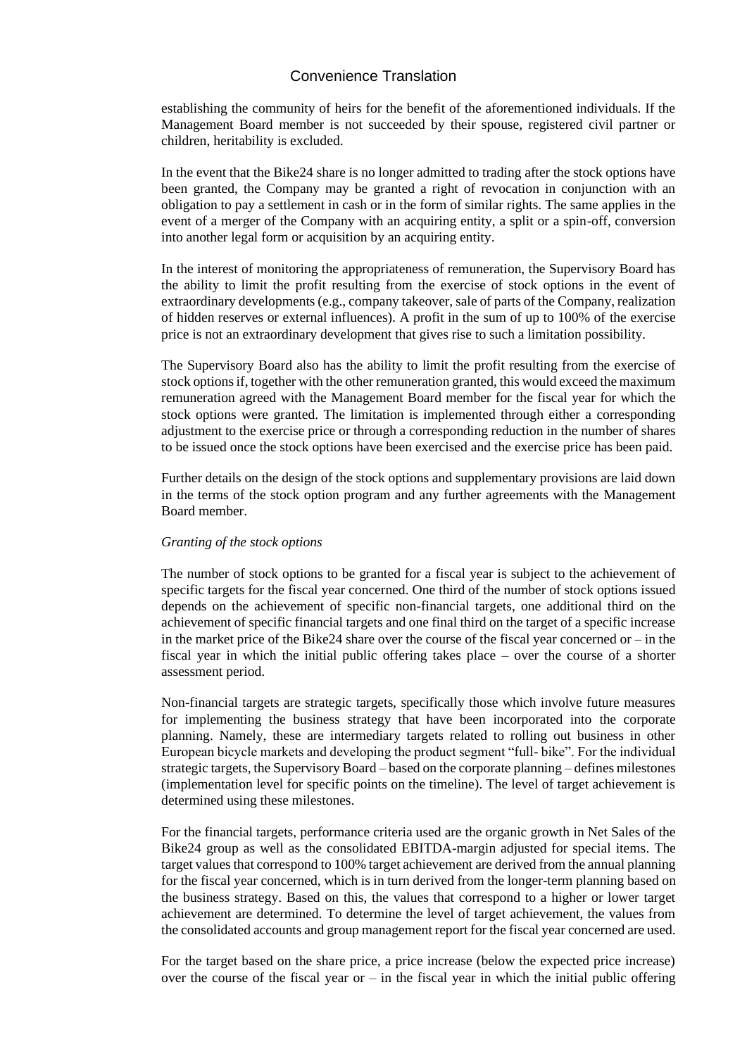establishing the community of heirs for the benefit of the aforementioned individuals. If the Management Board member is not succeeded by their spouse, registered civil partner or children, heritability is excluded.

In the event that the Bike24 share is no longer admitted to trading after the stock options have been granted, the Company may be granted a right of revocation in conjunction with an obligation to pay a settlement in cash or in the form of similar rights. The same applies in the event of a merger of the Company with an acquiring entity, a split or a spin-off, conversion into another legal form or acquisition by an acquiring entity.

In the interest of monitoring the appropriateness of remuneration, the Supervisory Board has the ability to limit the profit resulting from the exercise of stock options in the event of extraordinary developments (e.g., company takeover, sale of parts of the Company, realization of hidden reserves or external influences). A profit in the sum of up to 100% of the exercise price is not an extraordinary development that gives rise to such a limitation possibility.

The Supervisory Board also has the ability to limit the profit resulting from the exercise of stock options if, together with the other remuneration granted, this would exceed the maximum remuneration agreed with the Management Board member for the fiscal year for which the stock options were granted. The limitation is implemented through either a corresponding adjustment to the exercise price or through a corresponding reduction in the number of shares to be issued once the stock options have been exercised and the exercise price has been paid.

Further details on the design of the stock options and supplementary provisions are laid down in the terms of the stock option program and any further agreements with the Management Board member.

*Granting of the stock options*

The number of stock options to be granted for a fiscal year is subject to the achievement of specific targets for the fiscal year concerned. One third of the number of stock options issued depends on the achievement of specific non-financial targets, one additional third on the achievement of specific financial targets and one final third on the target of a specific increase in the market price of the Bike24 share over the course of the fiscal year concerned or – in the fiscal year in which the initial public offering takes place – over the course of a shorter assessment period.

Non-financial targets are strategic targets, specifically those which involve future measures for implementing the business strategy that have been incorporated into the corporate planning. Namely, these are intermediary targets related to rolling out business in other European bicycle markets and developing the product segment "full- bike". For the individual strategic targets, the Supervisory Board – based on the corporate planning – defines milestones (implementation level for specific points on the timeline). The level of target achievement is determined using these milestones.

For the financial targets, performance criteria used are the organic growth in Net Sales of the Bike24 group as well as the consolidated EBITDA-margin adjusted for special items. The target values that correspond to 100% target achievement are derived from the annual planning for the fiscal year concerned, which is in turn derived from the longer-term planning based on the business strategy. Based on this, the values that correspond to a higher or lower target achievement are determined. To determine the level of target achievement, the values from the consolidated accounts and group management report for the fiscal year concerned are used.

For the target based on the share price, a price increase (below the expected price increase) over the course of the fiscal year or – in the fiscal year in which the initial public offering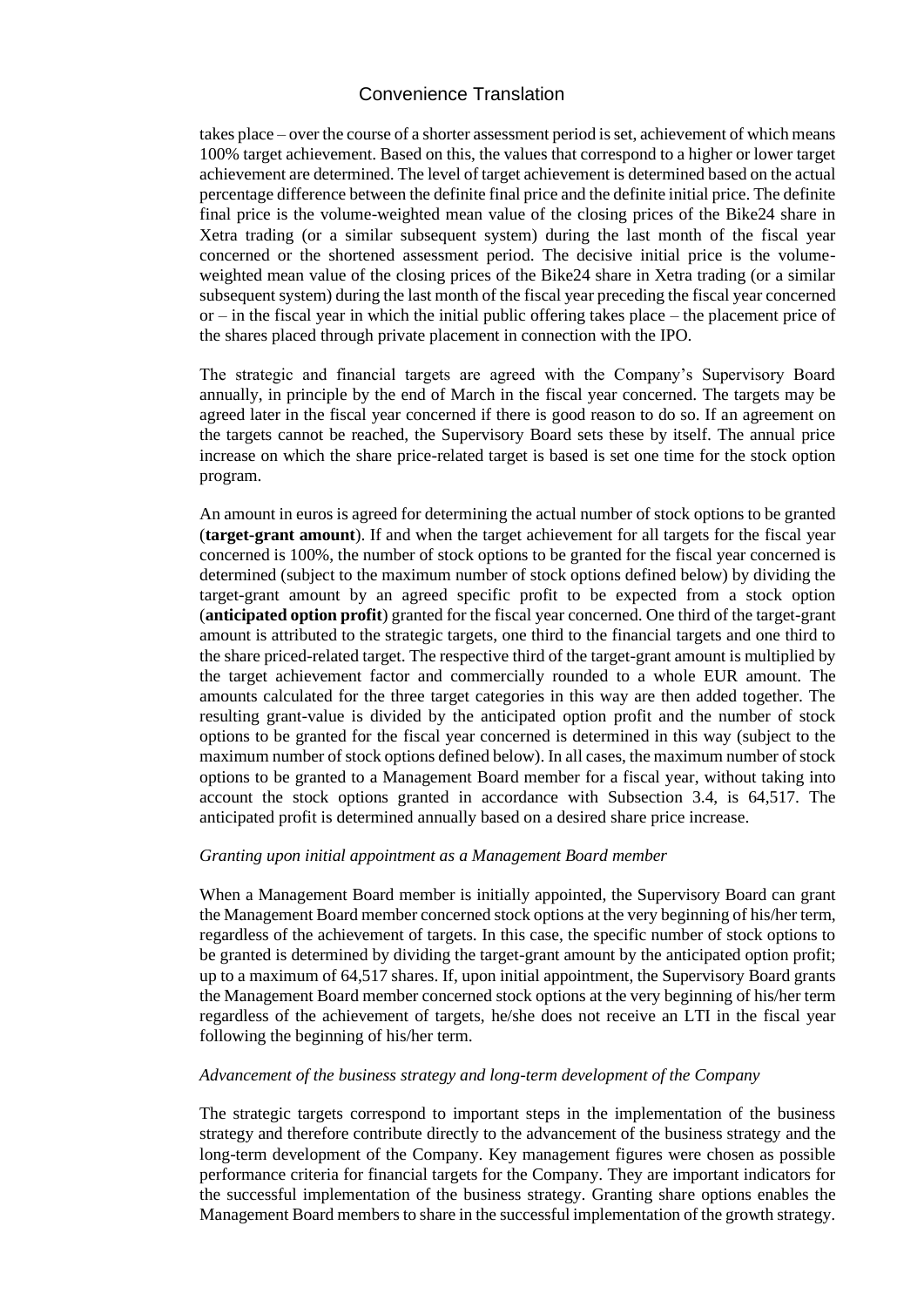takes place – over the course of a shorter assessment period is set, achievement of which means 100% target achievement. Based on this, the values that correspond to a higher or lower target achievement are determined. The level of target achievement is determined based on the actual percentage difference between the definite final price and the definite initial price. The definite final price is the volume-weighted mean value of the closing prices of the Bike24 share in Xetra trading (or a similar subsequent system) during the last month of the fiscal year concerned or the shortened assessment period. The decisive initial price is the volume-weighted mean value of the closing prices of the Bike24 share in Xetra trading (or a similar subsequent system) during the last month of the fiscal year preceding the fiscal year concerned or – in the fiscal year in which the initial public offering takes place – the placement price of the shares placed through private placement in connection with the IPO.

The strategic and financial targets are agreed with the Company's Supervisory Board annually, in principle by the end of March in the fiscal year concerned. The targets may be agreed later in the fiscal year concerned if there is good reason to do so. If an agreement on the targets cannot be reached, the Supervisory Board sets these by itself. The annual price increase on which the share price-related target is based is set one time for the stock option program.

An amount in euros is agreed for determining the actual number of stock options to be granted (**target-grant amount**). If and when the target achievement for all targets for the fiscal year concerned is 100%, the number of stock options to be granted for the fiscal year concerned is determined (subject to the maximum number of stock options defined below) by dividing the target-grant amount by an agreed specific profit to be expected from a stock option (**anticipated option profit**) granted for the fiscal year concerned. One third of the target-grant amount is attributed to the strategic targets, one third to the financial targets and one third to the share priced-related target. The respective third of the target-grant amount is multiplied by the target achievement factor and commercially rounded to a whole EUR amount. The amounts calculated for the three target categories in this way are then added together. The resulting grant-value is divided by the anticipated option profit and the number of stock options to be granted for the fiscal year concerned is determined in this way (subject to the maximum number of stock options defined below). In all cases, the maximum number of stock options to be granted to a Management Board member for a fiscal year, without taking into account the stock options granted in accordance with Subsection 3.4, is 64,517. The anticipated profit is determined annually based on a desired share price increase.

*Granting upon initial appointment as a Management Board member*

When a Management Board member is initially appointed, the Supervisory Board can grant the Management Board member concerned stock options at the very beginning of his/her term, regardless of the achievement of targets. In this case, the specific number of stock options to be granted is determined by dividing the target-grant amount by the anticipated option profit; up to a maximum of 64,517 shares. If, upon initial appointment, the Supervisory Board grants the Management Board member concerned stock options at the very beginning of his/her term regardless of the achievement of targets, he/she does not receive an LTI in the fiscal year following the beginning of his/her term.

*Advancement of the business strategy and long-term development of the Company*

The strategic targets correspond to important steps in the implementation of the business strategy and therefore contribute directly to the advancement of the business strategy and the long-term development of the Company. Key management figures were chosen as possible performance criteria for financial targets for the Company. They are important indicators for the successful implementation of the business strategy. Granting share options enables the Management Board members to share in the successful implementation of the growth strategy.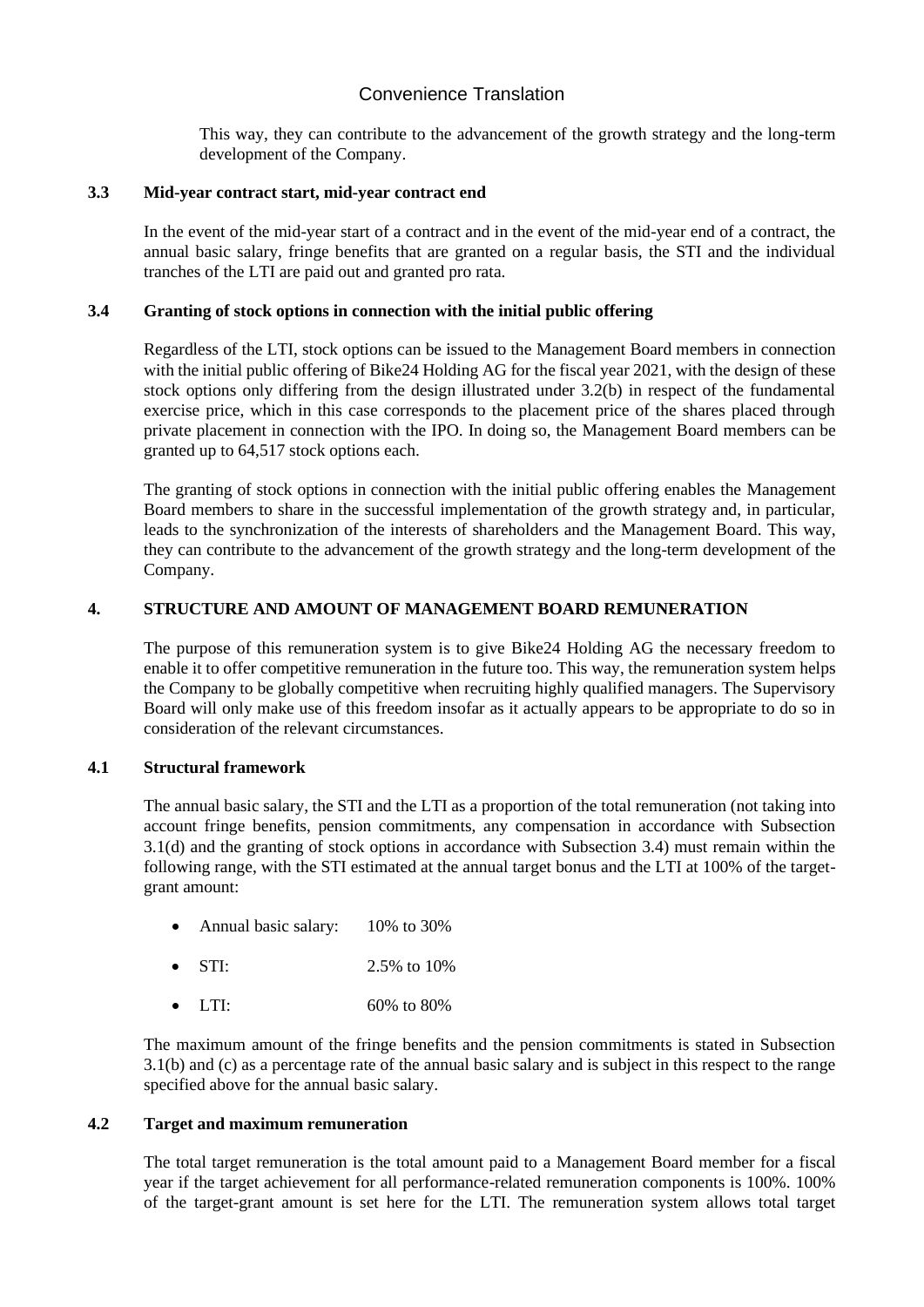This way, they can contribute to the advancement of the growth strategy and the long-term development of the Company.

### 3.3 Mid-year contract start, mid-year contract end

In the event of the mid-year start of a contract and in the event of the mid-year end of a contract, the annual basic salary, fringe benefits that are granted on a regular basis, the STI and the individual tranches of the LTI are paid out and granted pro rata.

### 3.4 Granting of stock options in connection with the initial public offering

Regardless of the LTI, stock options can be issued to the Management Board members in connection with the initial public offering of Bike24 Holding AG for the fiscal year 2021, with the design of these stock options only differing from the design illustrated under 3.2(b) in respect of the fundamental exercise price, which in this case corresponds to the placement price of the shares placed through private placement in connection with the IPO. In doing so, the Management Board members can be granted up to 64,517 stock options each.

The granting of stock options in connection with the initial public offering enables the Management Board members to share in the successful implementation of the growth strategy and, in particular, leads to the synchronization of the interests of shareholders and the Management Board. This way, they can contribute to the advancement of the growth strategy and the long-term development of the Company.

## 4. STRUCTURE AND AMOUNT OF MANAGEMENT BOARD REMUNERATION

The purpose of this remuneration system is to give Bike24 Holding AG the necessary freedom to enable it to offer competitive remuneration in the future too. This way, the remuneration system helps the Company to be globally competitive when recruiting highly qualified managers. The Supervisory Board will only make use of this freedom insofar as it actually appears to be appropriate to do so in consideration of the relevant circumstances.

### 4.1 Structural framework

The annual basic salary, the STI and the LTI as a proportion of the total remuneration (not taking into account fringe benefits, pension commitments, any compensation in accordance with Subsection 3.1(d) and the granting of stock options in accordance with Subsection 3.4) must remain within the following range, with the STI estimated at the annual target bonus and the LTI at 100% of the target-grant amount:

- Annual basic salary: 10% to 30%
- STI: 2.5% to 10%
- LTI: 60% to 80%

The maximum amount of the fringe benefits and the pension commitments is stated in Subsection 3.1(b) and (c) as a percentage rate of the annual basic salary and is subject in this respect to the range specified above for the annual basic salary.

### 4.2 Target and maximum remuneration

The total target remuneration is the total amount paid to a Management Board member for a fiscal year if the target achievement for all performance-related remuneration components is 100%. 100% of the target-grant amount is set here for the LTI. The remuneration system allows total target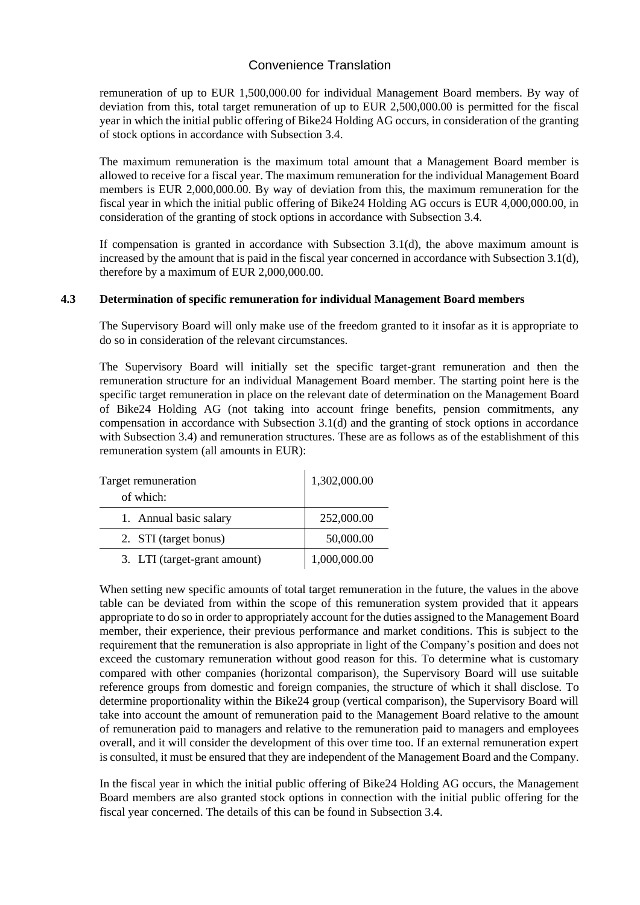remuneration of up to EUR 1,500,000.00 for individual Management Board members. By way of deviation from this, total target remuneration of up to EUR 2,500,000.00 is permitted for the fiscal year in which the initial public offering of Bike24 Holding AG occurs, in consideration of the granting of stock options in accordance with Subsection 3.4.

The maximum remuneration is the maximum total amount that a Management Board member is allowed to receive for a fiscal year. The maximum remuneration for the individual Management Board members is EUR 2,000,000.00. By way of deviation from this, the maximum remuneration for the fiscal year in which the initial public offering of Bike24 Holding AG occurs is EUR 4,000,000.00, in consideration of the granting of stock options in accordance with Subsection 3.4.

If compensation is granted in accordance with Subsection 3.1(d), the above maximum amount is increased by the amount that is paid in the fiscal year concerned in accordance with Subsection 3.1(d), therefore by a maximum of EUR 2,000,000.00.

### 4.3 Determination of specific remuneration for individual Management Board members

The Supervisory Board will only make use of the freedom granted to it insofar as it is appropriate to do so in consideration of the relevant circumstances.

The Supervisory Board will initially set the specific target-grant remuneration and then the remuneration structure for an individual Management Board member. The starting point here is the specific target remuneration in place on the relevant date of determination on the Management Board of Bike24 Holding AG (not taking into account fringe benefits, pension commitments, any compensation in accordance with Subsection 3.1(d) and the granting of stock options in accordance with Subsection 3.4) and remuneration structures. These are as follows as of the establishment of this remuneration system (all amounts in EUR):

| Target remuneration<br>of which: | 1,302,000.00 |
|---|---|
| 1. Annual basic salary | 252,000.00 |
| 2. STI (target bonus) | 50,000.00 |
| 3. LTI (target-grant amount) | 1,000,000.00 |

When setting new specific amounts of total target remuneration in the future, the values in the above table can be deviated from within the scope of this remuneration system provided that it appears appropriate to do so in order to appropriately account for the duties assigned to the Management Board member, their experience, their previous performance and market conditions. This is subject to the requirement that the remuneration is also appropriate in light of the Company's position and does not exceed the customary remuneration without good reason for this. To determine what is customary compared with other companies (horizontal comparison), the Supervisory Board will use suitable reference groups from domestic and foreign companies, the structure of which it shall disclose. To determine proportionality within the Bike24 group (vertical comparison), the Supervisory Board will take into account the amount of remuneration paid to the Management Board relative to the amount of remuneration paid to managers and relative to the remuneration paid to managers and employees overall, and it will consider the development of this over time too. If an external remuneration expert is consulted, it must be ensured that they are independent of the Management Board and the Company.

In the fiscal year in which the initial public offering of Bike24 Holding AG occurs, the Management Board members are also granted stock options in connection with the initial public offering for the fiscal year concerned. The details of this can be found in Subsection 3.4.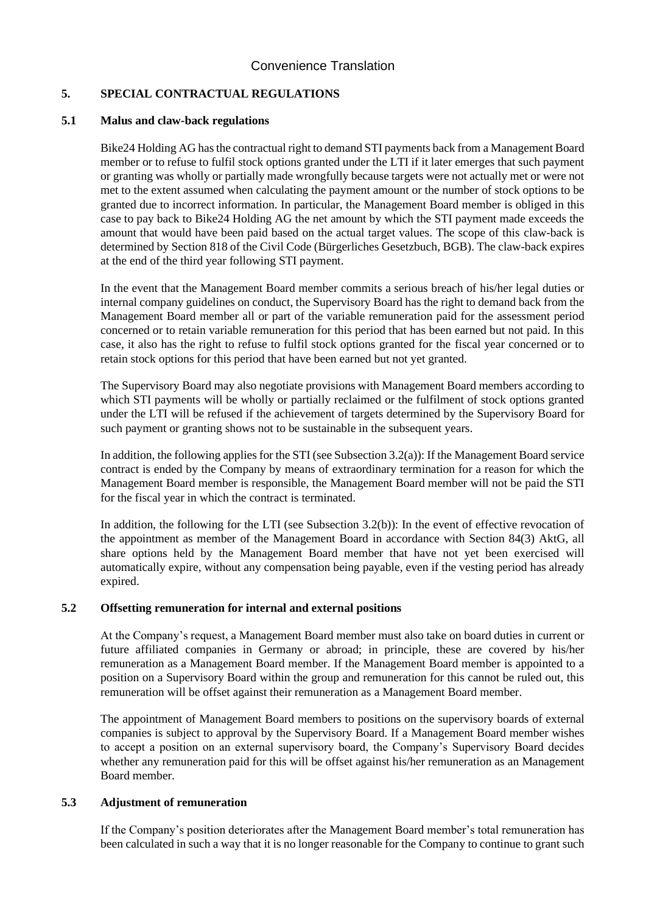## 5. SPECIAL CONTRACTUAL REGULATIONS

### 5.1 Malus and claw-back regulations

Bike24 Holding AG has the contractual right to demand STI payments back from a Management Board member or to refuse to fulfil stock options granted under the LTI if it later emerges that such payment or granting was wholly or partially made wrongfully because targets were not actually met or were not met to the extent assumed when calculating the payment amount or the number of stock options to be granted due to incorrect information. In particular, the Management Board member is obliged in this case to pay back to Bike24 Holding AG the net amount by which the STI payment made exceeds the amount that would have been paid based on the actual target values. The scope of this claw-back is determined by Section 818 of the Civil Code (Bürgerliches Gesetzbuch, BGB). The claw-back expires at the end of the third year following STI payment.

In the event that the Management Board member commits a serious breach of his/her legal duties or internal company guidelines on conduct, the Supervisory Board has the right to demand back from the Management Board member all or part of the variable remuneration paid for the assessment period concerned or to retain variable remuneration for this period that has been earned but not paid. In this case, it also has the right to refuse to fulfil stock options granted for the fiscal year concerned or to retain stock options for this period that have been earned but not yet granted.

The Supervisory Board may also negotiate provisions with Management Board members according to which STI payments will be wholly or partially reclaimed or the fulfilment of stock options granted under the LTI will be refused if the achievement of targets determined by the Supervisory Board for such payment or granting shows not to be sustainable in the subsequent years.

In addition, the following applies for the STI (see Subsection 3.2(a)): If the Management Board service contract is ended by the Company by means of extraordinary termination for a reason for which the Management Board member is responsible, the Management Board member will not be paid the STI for the fiscal year in which the contract is terminated.

In addition, the following for the LTI (see Subsection 3.2(b)): In the event of effective revocation of the appointment as member of the Management Board in accordance with Section 84(3) AktG, all share options held by the Management Board member that have not yet been exercised will automatically expire, without any compensation being payable, even if the vesting period has already expired.

### 5.2 Offsetting remuneration for internal and external positions

At the Company's request, a Management Board member must also take on board duties in current or future affiliated companies in Germany or abroad; in principle, these are covered by his/her remuneration as a Management Board member. If the Management Board member is appointed to a position on a Supervisory Board within the group and remuneration for this cannot be ruled out, this remuneration will be offset against their remuneration as a Management Board member.

The appointment of Management Board members to positions on the supervisory boards of external companies is subject to approval by the Supervisory Board. If a Management Board member wishes to accept a position on an external supervisory board, the Company's Supervisory Board decides whether any remuneration paid for this will be offset against his/her remuneration as an Management Board member.

### 5.3 Adjustment of remuneration

If the Company's position deteriorates after the Management Board member's total remuneration has been calculated in such a way that it is no longer reasonable for the Company to continue to grant such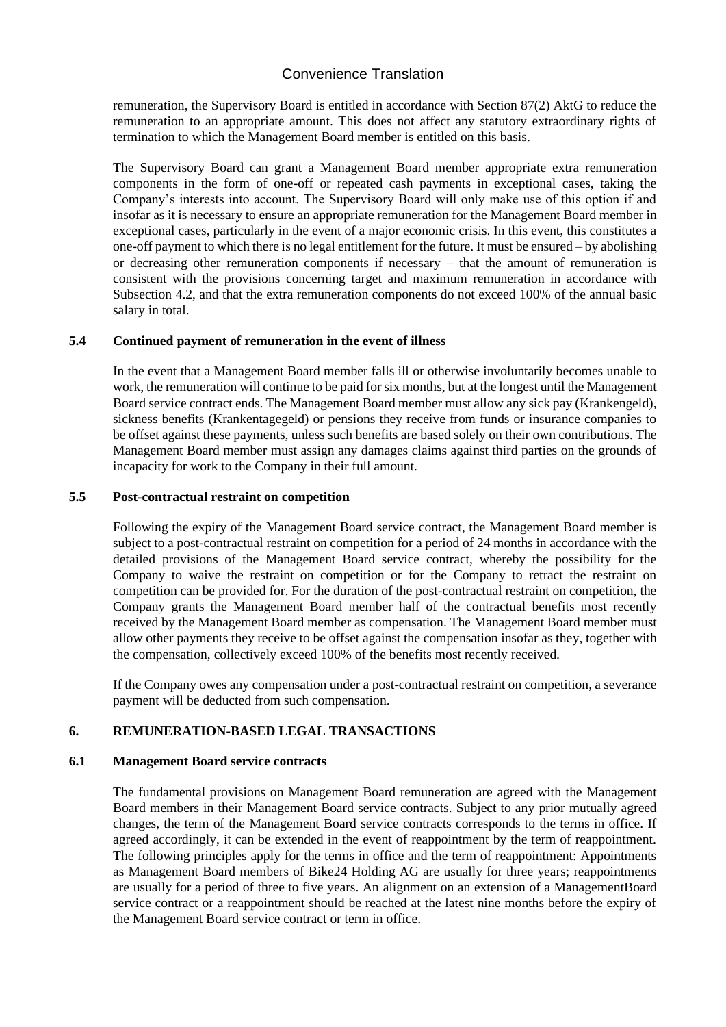remuneration, the Supervisory Board is entitled in accordance with Section 87(2) AktG to reduce the remuneration to an appropriate amount. This does not affect any statutory extraordinary rights of termination to which the Management Board member is entitled on this basis.

The Supervisory Board can grant a Management Board member appropriate extra remuneration components in the form of one-off or repeated cash payments in exceptional cases, taking the Company's interests into account. The Supervisory Board will only make use of this option if and insofar as it is necessary to ensure an appropriate remuneration for the Management Board member in exceptional cases, particularly in the event of a major economic crisis. In this event, this constitutes a one-off payment to which there is no legal entitlement for the future. It must be ensured – by abolishing or decreasing other remuneration components if necessary – that the amount of remuneration is consistent with the provisions concerning target and maximum remuneration in accordance with Subsection 4.2, and that the extra remuneration components do not exceed 100% of the annual basic salary in total.

### 5.4 Continued payment of remuneration in the event of illness

In the event that a Management Board member falls ill or otherwise involuntarily becomes unable to work, the remuneration will continue to be paid for six months, but at the longest until the Management Board service contract ends. The Management Board member must allow any sick pay (Krankengeld), sickness benefits (Krankentagegeld) or pensions they receive from funds or insurance companies to be offset against these payments, unless such benefits are based solely on their own contributions. The Management Board member must assign any damages claims against third parties on the grounds of incapacity for work to the Company in their full amount.

### 5.5 Post-contractual restraint on competition

Following the expiry of the Management Board service contract, the Management Board member is subject to a post-contractual restraint on competition for a period of 24 months in accordance with the detailed provisions of the Management Board service contract, whereby the possibility for the Company to waive the restraint on competition or for the Company to retract the restraint on competition can be provided for. For the duration of the post-contractual restraint on competition, the Company grants the Management Board member half of the contractual benefits most recently received by the Management Board member as compensation. The Management Board member must allow other payments they receive to be offset against the compensation insofar as they, together with the compensation, collectively exceed 100% of the benefits most recently received.

If the Company owes any compensation under a post-contractual restraint on competition, a severance payment will be deducted from such compensation.

## 6. REMUNERATION-BASED LEGAL TRANSACTIONS

### 6.1 Management Board service contracts

The fundamental provisions on Management Board remuneration are agreed with the Management Board members in their Management Board service contracts. Subject to any prior mutually agreed changes, the term of the Management Board service contracts corresponds to the terms in office. If agreed accordingly, it can be extended in the event of reappointment by the term of reappointment. The following principles apply for the terms in office and the term of reappointment: Appointments as Management Board members of Bike24 Holding AG are usually for three years; reappointments are usually for a period of three to five years. An alignment on an extension of a ManagementBoard service contract or a reappointment should be reached at the latest nine months before the expiry of the Management Board service contract or term in office.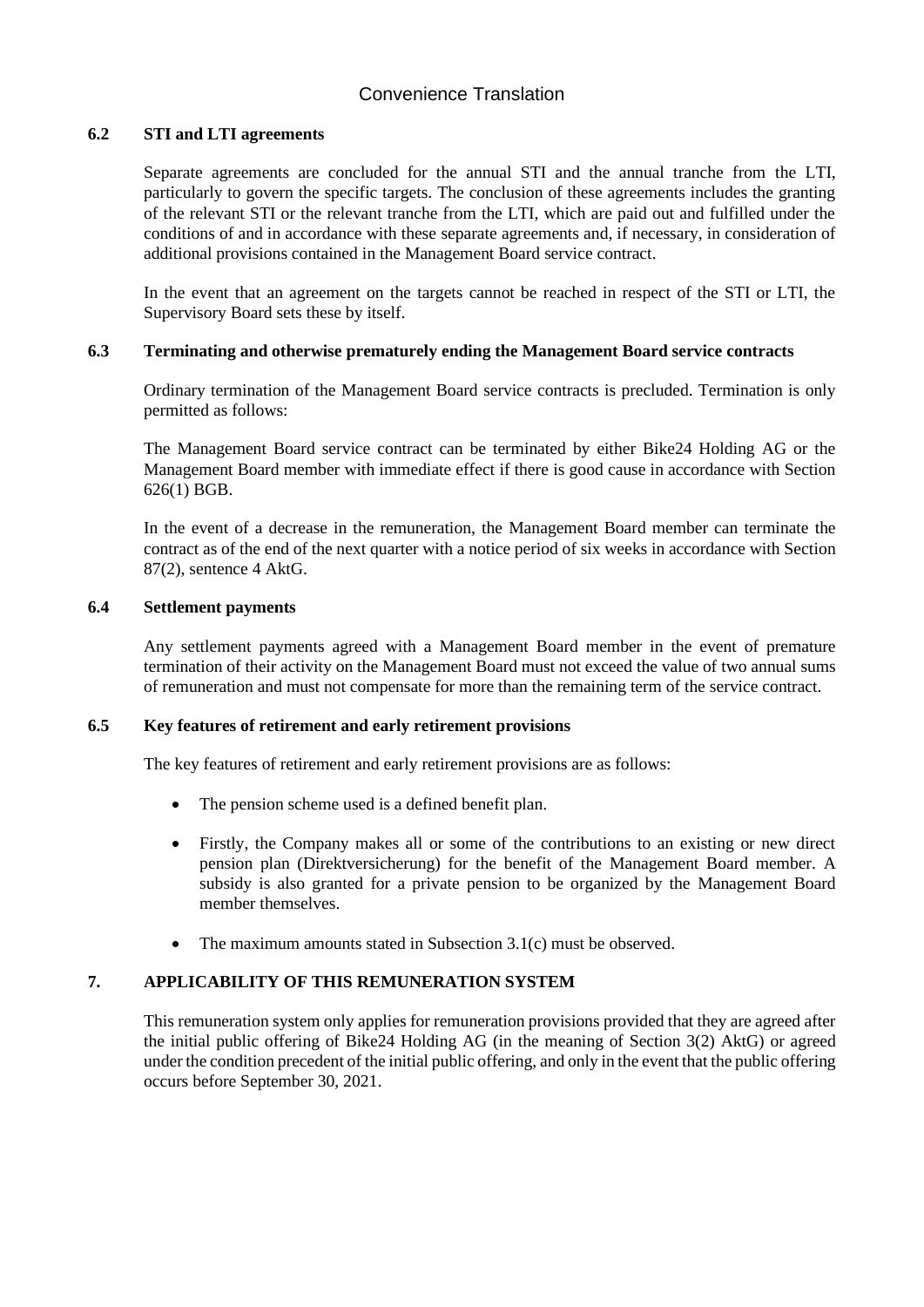Convenience Translation

### 6.2 STI and LTI agreements

Separate agreements are concluded for the annual STI and the annual tranche from the LTI, particularly to govern the specific targets. The conclusion of these agreements includes the granting of the relevant STI or the relevant tranche from the LTI, which are paid out and fulfilled under the conditions of and in accordance with these separate agreements and, if necessary, in consideration of additional provisions contained in the Management Board service contract.

In the event that an agreement on the targets cannot be reached in respect of the STI or LTI, the Supervisory Board sets these by itself.

### 6.3 Terminating and otherwise prematurely ending the Management Board service contracts

Ordinary termination of the Management Board service contracts is precluded. Termination is only permitted as follows:

The Management Board service contract can be terminated by either Bike24 Holding AG or the Management Board member with immediate effect if there is good cause in accordance with Section 626(1) BGB.

In the event of a decrease in the remuneration, the Management Board member can terminate the contract as of the end of the next quarter with a notice period of six weeks in accordance with Section 87(2), sentence 4 AktG.

### 6.4 Settlement payments

Any settlement payments agreed with a Management Board member in the event of premature termination of their activity on the Management Board must not exceed the value of two annual sums of remuneration and must not compensate for more than the remaining term of the service contract.

### 6.5 Key features of retirement and early retirement provisions

The key features of retirement and early retirement provisions are as follows:

- The pension scheme used is a defined benefit plan.
- Firstly, the Company makes all or some of the contributions to an existing or new direct pension plan (Direktversicherung) for the benefit of the Management Board member. A subsidy is also granted for a private pension to be organized by the Management Board member themselves.
- The maximum amounts stated in Subsection 3.1(c) must be observed.

## 7. APPLICABILITY OF THIS REMUNERATION SYSTEM

This remuneration system only applies for remuneration provisions provided that they are agreed after the initial public offering of Bike24 Holding AG (in the meaning of Section 3(2) AktG) or agreed under the condition precedent of the initial public offering, and only in the event that the public offering occurs before September 30, 2021.